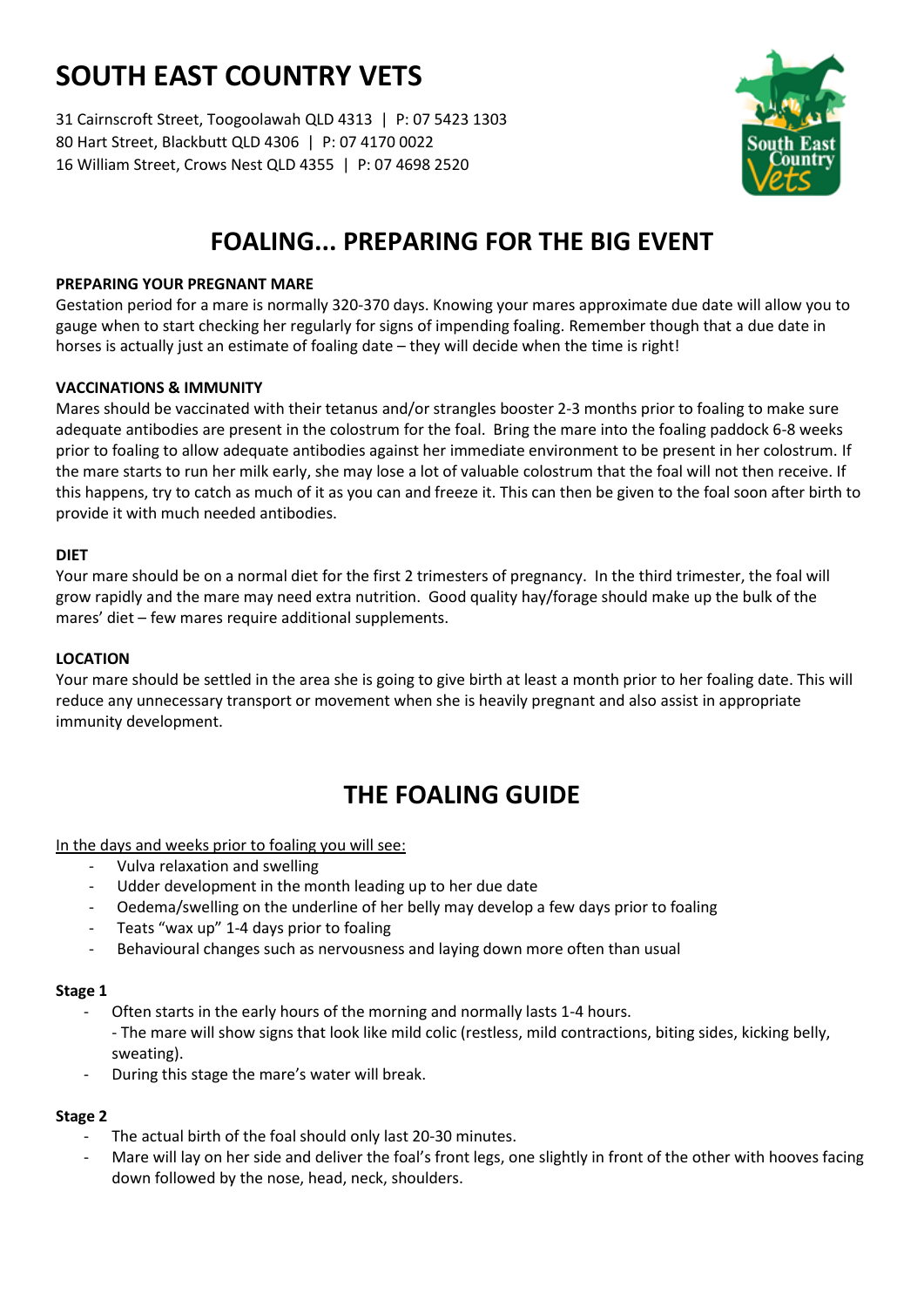# SOUTH EAST COUNTRY VETS

31 Cairnscroft Street, Toogoolawah QLD 4313 | P: 07 5423 1303
80 Hart Street, Blackbutt QLD 4306 | P: 07 4170 0022
16 William Street, Crows Nest QLD 4355 | P: 07 4698 2520

## FOALING... PREPARING FOR THE BIG EVENT

**PREPARING YOUR PREGNANT MARE**

Gestation period for a mare is normally 320-370 days. Knowing your mares approximate due date will allow you to gauge when to start checking her regularly for signs of impending foaling. Remember though that a due date in horses is actually just an estimate of foaling date – they will decide when the time is right!

**VACCINATIONS & IMMUNITY**

Mares should be vaccinated with their tetanus and/or strangles booster 2-3 months prior to foaling to make sure adequate antibodies are present in the colostrum for the foal. Bring the mare into the foaling paddock 6-8 weeks prior to foaling to allow adequate antibodies against her immediate environment to be present in her colostrum. If the mare starts to run her milk early, she may lose a lot of valuable colostrum that the foal will not then receive. If this happens, try to catch as much of it as you can and freeze it. This can then be given to the foal soon after birth to provide it with much needed antibodies.

**DIET**

Your mare should be on a normal diet for the first 2 trimesters of pregnancy. In the third trimester, the foal will grow rapidly and the mare may need extra nutrition. Good quality hay/forage should make up the bulk of the mares' diet – few mares require additional supplements.

**LOCATION**

Your mare should be settled in the area she is going to give birth at least a month prior to her foaling date. This will reduce any unnecessary transport or movement when she is heavily pregnant and also assist in appropriate immunity development.

## THE FOALING GUIDE

<u>In the days and weeks prior to foaling you will see:</u>

- Vulva relaxation and swelling
- Udder development in the month leading up to her due date
- Oedema/swelling on the underline of her belly may develop a few days prior to foaling
- Teats "wax up" 1-4 days prior to foaling
- Behavioural changes such as nervousness and laying down more often than usual

**Stage 1**

- Often starts in the early hours of the morning and normally lasts 1-4 hours.
  - The mare will show signs that look like mild colic (restless, mild contractions, biting sides, kicking belly, sweating).
- During this stage the mare's water will break.

**Stage 2**

- The actual birth of the foal should only last 20-30 minutes.
- Mare will lay on her side and deliver the foal's front legs, one slightly in front of the other with hooves facing down followed by the nose, head, neck, shoulders.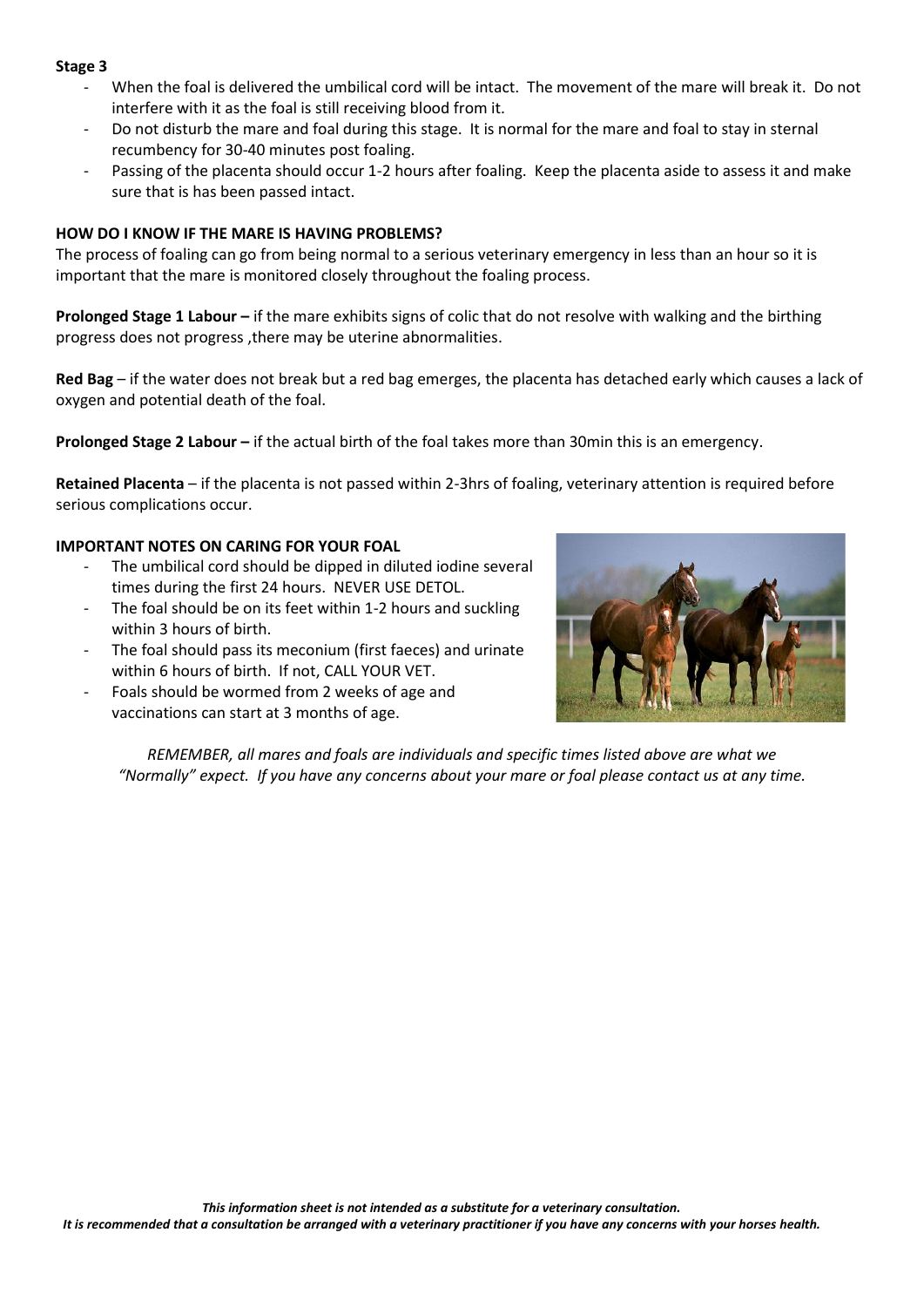**Stage 3**

- When the foal is delivered the umbilical cord will be intact. The movement of the mare will break it. Do not interfere with it as the foal is still receiving blood from it.
- Do not disturb the mare and foal during this stage. It is normal for the mare and foal to stay in sternal recumbency for 30-40 minutes post foaling.
- Passing of the placenta should occur 1-2 hours after foaling. Keep the placenta aside to assess it and make sure that is has been passed intact.

**HOW DO I KNOW IF THE MARE IS HAVING PROBLEMS?**

The process of foaling can go from being normal to a serious veterinary emergency in less than an hour so it is important that the mare is monitored closely throughout the foaling process.

**Prolonged Stage 1 Labour –** if the mare exhibits signs of colic that do not resolve with walking and the birthing progress does not progress ,there may be uterine abnormalities.

**Red Bag** – if the water does not break but a red bag emerges, the placenta has detached early which causes a lack of oxygen and potential death of the foal.

**Prolonged Stage 2 Labour –** if the actual birth of the foal takes more than 30min this is an emergency.

**Retained Placenta** – if the placenta is not passed within 2-3hrs of foaling, veterinary attention is required before serious complications occur.

**IMPORTANT NOTES ON CARING FOR YOUR FOAL**

- The umbilical cord should be dipped in diluted iodine several times during the first 24 hours. NEVER USE DETOL.
- The foal should be on its feet within 1-2 hours and suckling within 3 hours of birth.
- The foal should pass its meconium (first faeces) and urinate within 6 hours of birth. If not, CALL YOUR VET.
- Foals should be wormed from 2 weeks of age and vaccinations can start at 3 months of age.

*REMEMBER, all mares and foals are individuals and specific times listed above are what we "Normally" expect. If you have any concerns about your mare or foal please contact us at any time.*

***This information sheet is not intended as a substitute for a veterinary consultation.***
***It is recommended that a consultation be arranged with a veterinary practitioner if you have any concerns with your horses health.***